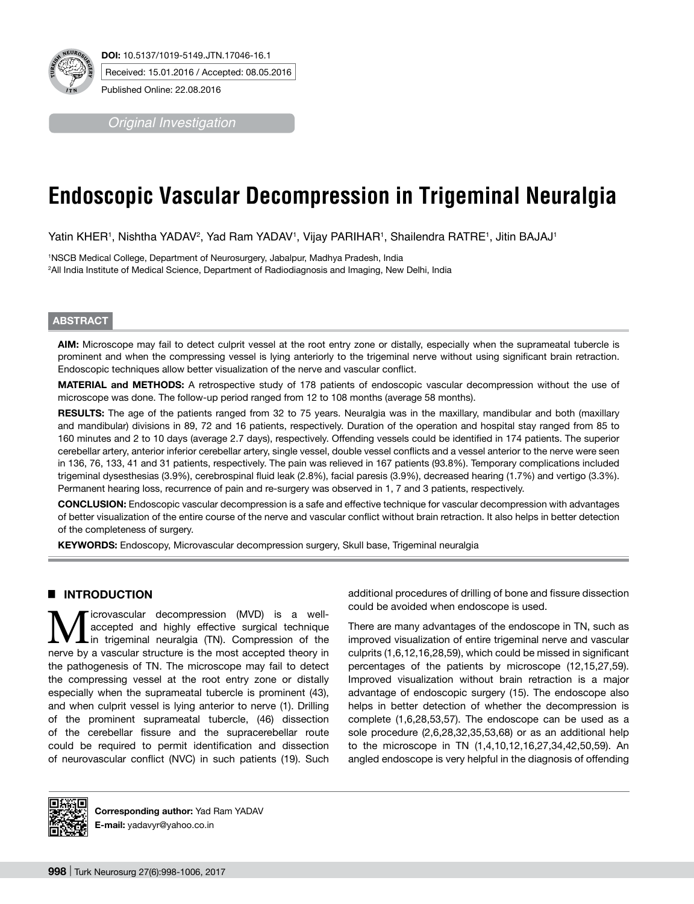**DOI:** 10.5137/1019-5149.JTN.17046-16.1

Received: 15.01.2016 / Accepted: 08.05.2016

Published Online: 22.08.2016

*Original Investigation*

# Endoscopic Vascular Decompression in Trigeminal Neuralgia

Yatin KHER[1], Nishtha YADAV[2], Yad Ram YADAV[1], Vijay PARIHAR[1], Shailendra RATRE[1], Jitin BAJAJ[1]

[1]NSCB Medical College, Department of Neurosurgery, Jabalpur, Madhya Pradesh, India

[2]All India Institute of Medical Science, Department of Radiodiagnosis and Imaging, New Delhi, India

## ABSTRACT

**AIM:** Microscope may fail to detect culprit vessel at the root entry zone or distally, especially when the suprameatal tubercle is prominent and when the compressing vessel is lying anteriorly to the trigeminal nerve without using significant brain retraction. Endoscopic techniques allow better visualization of the nerve and vascular conflict.

**MATERIAL and METHODS:** A retrospective study of 178 patients of endoscopic vascular decompression without the use of microscope was done. The follow-up period ranged from 12 to 108 months (average 58 months).

**RESULTS:** The age of the patients ranged from 32 to 75 years. Neuralgia was in the maxillary, mandibular and both (maxillary and mandibular) divisions in 89, 72 and 16 patients, respectively. Duration of the operation and hospital stay ranged from 85 to 160 minutes and 2 to 10 days (average 2.7 days), respectively. Offending vessels could be identified in 174 patients. The superior cerebellar artery, anterior inferior cerebellar artery, single vessel, double vessel conflicts and a vessel anterior to the nerve were seen in 136, 76, 133, 41 and 31 patients, respectively. The pain was relieved in 167 patients (93.8%). Temporary complications included trigeminal dysesthesias (3.9%), cerebrospinal fluid leak (2.8%), facial paresis (3.9%), decreased hearing (1.7%) and vertigo (3.3%). Permanent hearing loss, recurrence of pain and re-surgery was observed in 1, 7 and 3 patients, respectively.

**CONCLUSION:** Endoscopic vascular decompression is a safe and effective technique for vascular decompression with advantages of better visualization of the entire course of the nerve and vascular conflict without brain retraction. It also helps in better detection of the completeness of surgery.

**KEYWORDS:** Endoscopy, Microvascular decompression surgery, Skull base, Trigeminal neuralgia

## INTRODUCTION

Microvascular decompression (MVD) is a well-accepted and highly effective surgical technique in trigeminal neuralgia (TN). Compression of the nerve by a vascular structure is the most accepted theory in the pathogenesis of TN. The microscope may fail to detect the compressing vessel at the root entry zone or distally especially when the suprameatal tubercle is prominent (43), and when culprit vessel is lying anterior to nerve (1). Drilling of the prominent suprameatal tubercle, (46) dissection of the cerebellar fissure and the supracerebellar route could be required to permit identification and dissection of neurovascular conflict (NVC) in such patients (19). Such additional procedures of drilling of bone and fissure dissection could be avoided when endoscope is used.

There are many advantages of the endoscope in TN, such as improved visualization of entire trigeminal nerve and vascular culprits (1,6,12,16,28,59), which could be missed in significant percentages of the patients by microscope (12,15,27,59). Improved visualization without brain retraction is a major advantage of endoscopic surgery (15). The endoscope also helps in better detection of whether the decompression is complete (1,6,28,53,57). The endoscope can be used as a sole procedure (2,6,28,32,35,53,68) or as an additional help to the microscope in TN (1,4,10,12,16,27,34,42,50,59). An angled endoscope is very helpful in the diagnosis of offending

**Corresponding author:** Yad Ram YADAV

**E-mail:** yadavyr@yahoo.co.in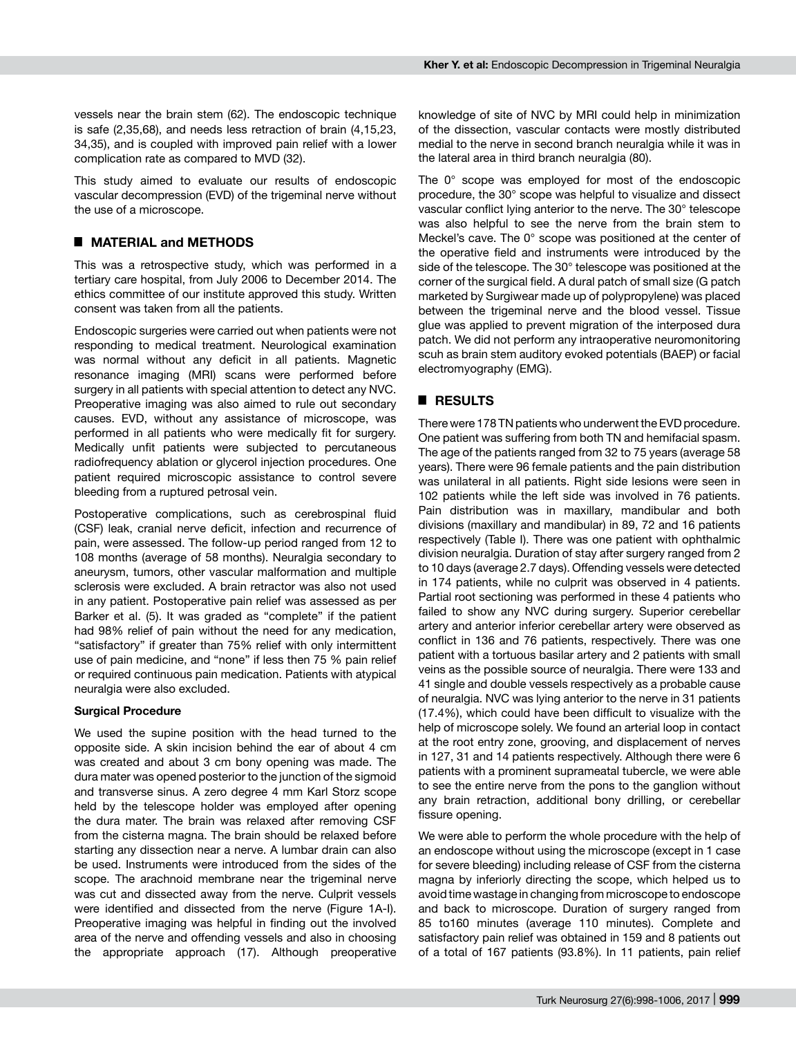vessels near the brain stem (62). The endoscopic technique is safe (2,35,68), and needs less retraction of brain (4,15,23, 34,35), and is coupled with improved pain relief with a lower complication rate as compared to MVD (32).

This study aimed to evaluate our results of endoscopic vascular decompression (EVD) of the trigeminal nerve without the use of a microscope.

## MATERIAL and METHODS

This was a retrospective study, which was performed in a tertiary care hospital, from July 2006 to December 2014. The ethics committee of our institute approved this study. Written consent was taken from all the patients.

Endoscopic surgeries were carried out when patients were not responding to medical treatment. Neurological examination was normal without any deficit in all patients. Magnetic resonance imaging (MRI) scans were performed before surgery in all patients with special attention to detect any NVC. Preoperative imaging was also aimed to rule out secondary causes. EVD, without any assistance of microscope, was performed in all patients who were medically fit for surgery. Medically unfit patients were subjected to percutaneous radiofrequency ablation or glycerol injection procedures. One patient required microscopic assistance to control severe bleeding from a ruptured petrosal vein.

Postoperative complications, such as cerebrospinal fluid (CSF) leak, cranial nerve deficit, infection and recurrence of pain, were assessed. The follow-up period ranged from 12 to 108 months (average of 58 months). Neuralgia secondary to aneurysm, tumors, other vascular malformation and multiple sclerosis were excluded. A brain retractor was also not used in any patient. Postoperative pain relief was assessed as per Barker et al. (5). It was graded as "complete" if the patient had 98% relief of pain without the need for any medication, "satisfactory" if greater than 75% relief with only intermittent use of pain medicine, and "none" if less then 75 % pain relief or required continuous pain medication. Patients with atypical neuralgia were also excluded.

### Surgical Procedure

We used the supine position with the head turned to the opposite side. A skin incision behind the ear of about 4 cm was created and about 3 cm bony opening was made. The dura mater was opened posterior to the junction of the sigmoid and transverse sinus. A zero degree 4 mm Karl Storz scope held by the telescope holder was employed after opening the dura mater. The brain was relaxed after removing CSF from the cisterna magna. The brain should be relaxed before starting any dissection near a nerve. A lumbar drain can also be used. Instruments were introduced from the sides of the scope. The arachnoid membrane near the trigeminal nerve was cut and dissected away from the nerve. Culprit vessels were identified and dissected from the nerve (Figure 1A-I). Preoperative imaging was helpful in finding out the involved area of the nerve and offending vessels and also in choosing the appropriate approach (17). Although preoperative knowledge of site of NVC by MRI could help in minimization of the dissection, vascular contacts were mostly distributed medial to the nerve in second branch neuralgia while it was in the lateral area in third branch neuralgia (80).

The 0° scope was employed for most of the endoscopic procedure, the 30° scope was helpful to visualize and dissect vascular conflict lying anterior to the nerve. The 30° telescope was also helpful to see the nerve from the brain stem to Meckel's cave. The 0° scope was positioned at the center of the operative field and instruments were introduced by the side of the telescope. The 30° telescope was positioned at the corner of the surgical field. A dural patch of small size (G patch marketed by Surgiwear made up of polypropylene) was placed between the trigeminal nerve and the blood vessel. Tissue glue was applied to prevent migration of the interposed dura patch. We did not perform any intraoperative neuromonitoring scuh as brain stem auditory evoked potentials (BAEP) or facial electromyography (EMG).

## RESULTS

There were 178 TN patients who underwent the EVD procedure. One patient was suffering from both TN and hemifacial spasm. The age of the patients ranged from 32 to 75 years (average 58 years). There were 96 female patients and the pain distribution was unilateral in all patients. Right side lesions were seen in 102 patients while the left side was involved in 76 patients. Pain distribution was in maxillary, mandibular and both divisions (maxillary and mandibular) in 89, 72 and 16 patients respectively (Table I). There was one patient with ophthalmic division neuralgia. Duration of stay after surgery ranged from 2 to 10 days (average 2.7 days). Offending vessels were detected in 174 patients, while no culprit was observed in 4 patients. Partial root sectioning was performed in these 4 patients who failed to show any NVC during surgery. Superior cerebellar artery and anterior inferior cerebellar artery were observed as conflict in 136 and 76 patients, respectively. There was one patient with a tortuous basilar artery and 2 patients with small veins as the possible source of neuralgia. There were 133 and 41 single and double vessels respectively as a probable cause of neuralgia. NVC was lying anterior to the nerve in 31 patients (17.4%), which could have been difficult to visualize with the help of microscope solely. We found an arterial loop in contact at the root entry zone, grooving, and displacement of nerves in 127, 31 and 14 patients respectively. Although there were 6 patients with a prominent suprameatal tubercle, we were able to see the entire nerve from the pons to the ganglion without any brain retraction, additional bony drilling, or cerebellar fissure opening.

We were able to perform the whole procedure with the help of an endoscope without using the microscope (except in 1 case for severe bleeding) including release of CSF from the cisterna magna by inferiorly directing the scope, which helped us to avoid time wastage in changing from microscope to endoscope and back to microscope. Duration of surgery ranged from 85 to160 minutes (average 110 minutes). Complete and satisfactory pain relief was obtained in 159 and 8 patients out of a total of 167 patients (93.8%). In 11 patients, pain relief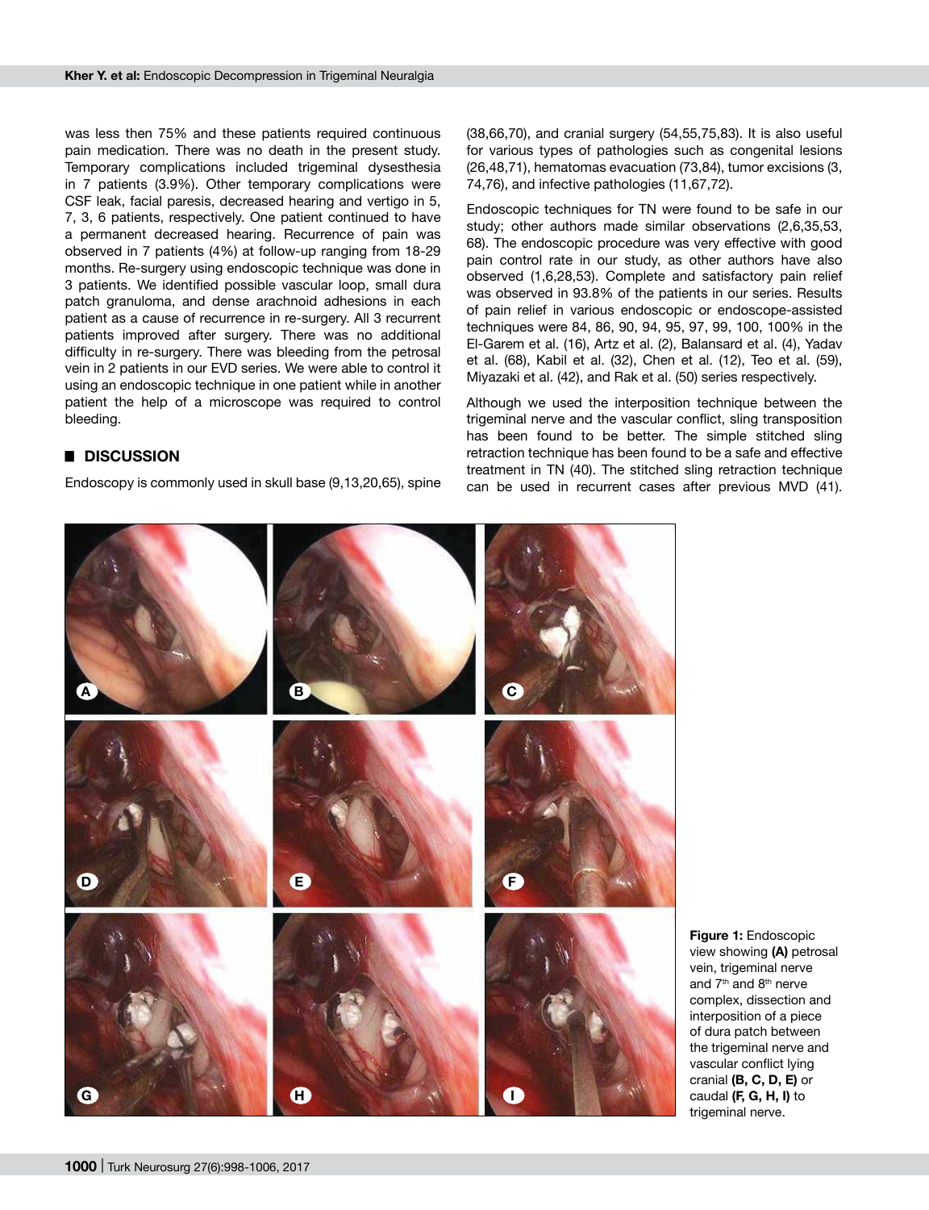was less then 75% and these patients required continuous pain medication. There was no death in the present study. Temporary complications included trigeminal dysesthesia in 7 patients (3.9%). Other temporary complications were CSF leak, facial paresis, decreased hearing and vertigo in 5, 7, 3, 6 patients, respectively. One patient continued to have a permanent decreased hearing. Recurrence of pain was observed in 7 patients (4%) at follow-up ranging from 18-29 months. Re-surgery using endoscopic technique was done in 3 patients. We identified possible vascular loop, small dura patch granuloma, and dense arachnoid adhesions in each patient as a cause of recurrence in re-surgery. All 3 recurrent patients improved after surgery. There was no additional difficulty in re-surgery. There was bleeding from the petrosal vein in 2 patients in our EVD series. We were able to control it using an endoscopic technique in one patient while in another patient the help of a microscope was required to control bleeding.

## DISCUSSION

Endoscopy is commonly used in skull base (9,13,20,65), spine (38,66,70), and cranial surgery (54,55,75,83). It is also useful for various types of pathologies such as congenital lesions (26,48,71), hematomas evacuation (73,84), tumor excisions (3, 74,76), and infective pathologies (11,67,72).

Endoscopic techniques for TN were found to be safe in our study; other authors made similar observations (2,6,35,53, 68). The endoscopic procedure was very effective with good pain control rate in our study, as other authors have also observed (1,6,28,53). Complete and satisfactory pain relief was observed in 93.8% of the patients in our series. Results of pain relief in various endoscopic or endoscope-assisted techniques were 84, 86, 90, 94, 95, 97, 99, 100, 100% in the El-Garem et al. (16), Artz et al. (2), Balansard et al. (4), Yadav et al. (68), Kabil et al. (32), Chen et al. (12), Teo et al. (59), Miyazaki et al. (42), and Rak et al. (50) series respectively.

Although we used the interposition technique between the trigeminal nerve and the vascular conflict, sling transposition has been found to be better. The simple stitched sling retraction technique has been found to be a safe and effective treatment in TN (40). The stitched sling retraction technique can be used in recurrent cases after previous MVD (41).

**Figure 1:** Endoscopic view showing **(A)** petrosal vein, trigeminal nerve and 7th and 8th nerve complex, dissection and interposition of a piece of dura patch between the trigeminal nerve and vascular conflict lying cranial **(B, C, D, E)** or caudal **(F, G, H, I)** to trigeminal nerve.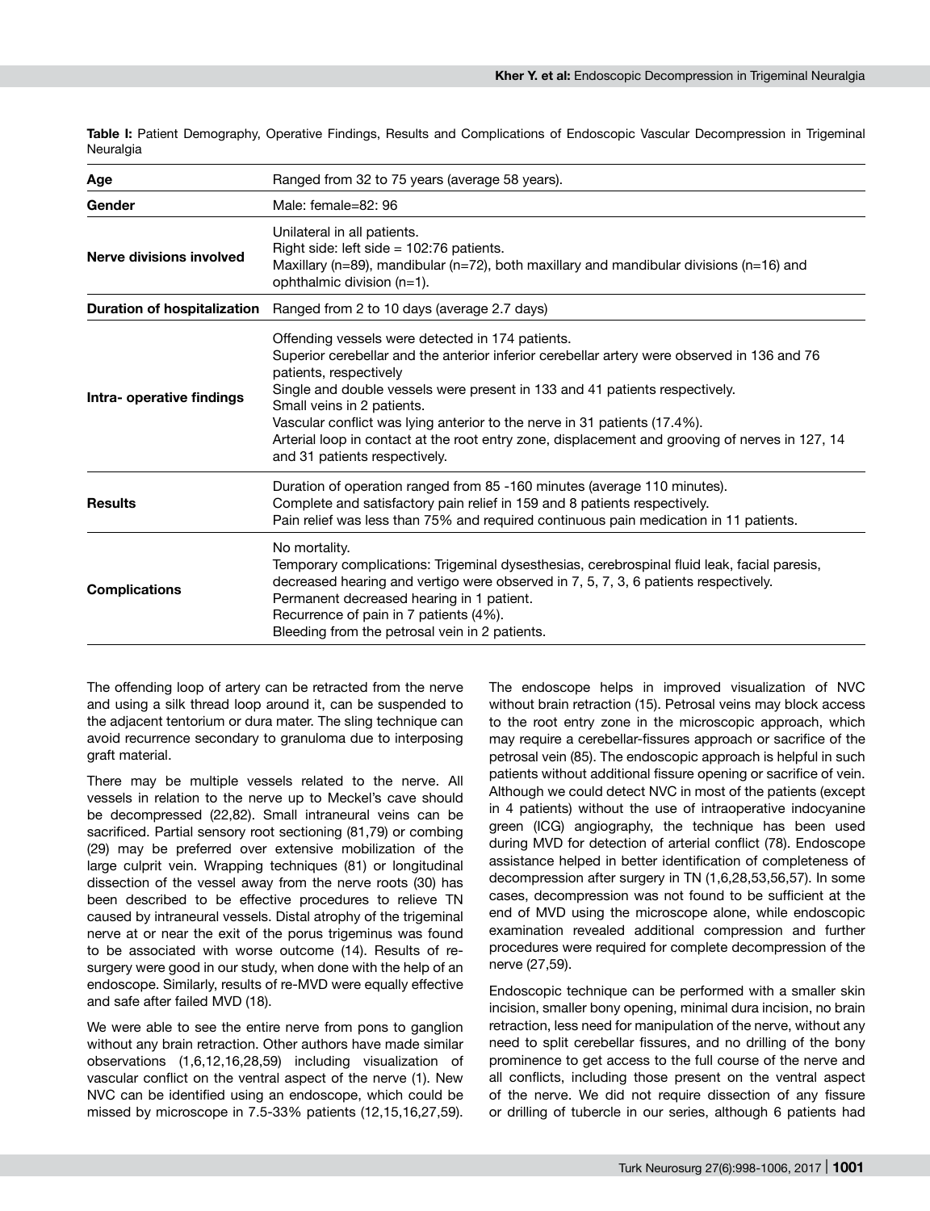**Table I:** Patient Demography, Operative Findings, Results and Complications of Endoscopic Vascular Decompression in Trigeminal Neuralgia

| | |
|---|---|
| **Age** | Ranged from 32 to 75 years (average 58 years). |
| **Gender** | Male: female=82: 96 |
| **Nerve divisions involved** | Unilateral in all patients.<br>Right side: left side = 102:76 patients.<br>Maxillary (n=89), mandibular (n=72), both maxillary and mandibular divisions (n=16) and ophthalmic division (n=1). |
| **Duration of hospitalization** | Ranged from 2 to 10 days (average 2.7 days) |
| **Intra- operative findings** | Offending vessels were detected in 174 patients.<br>Superior cerebellar and the anterior inferior cerebellar artery were observed in 136 and 76 patients, respectively<br>Single and double vessels were present in 133 and 41 patients respectively.<br>Small veins in 2 patients.<br>Vascular conflict was lying anterior to the nerve in 31 patients (17.4%).<br>Arterial loop in contact at the root entry zone, displacement and grooving of nerves in 127, 14 and 31 patients respectively. |
| **Results** | Duration of operation ranged from 85 -160 minutes (average 110 minutes).<br>Complete and satisfactory pain relief in 159 and 8 patients respectively.<br>Pain relief was less than 75% and required continuous pain medication in 11 patients. |
| **Complications** | No mortality.<br>Temporary complications: Trigeminal dysesthesias, cerebrospinal fluid leak, facial paresis, decreased hearing and vertigo were observed in 7, 5, 7, 3, 6 patients respectively.<br>Permanent decreased hearing in 1 patient.<br>Recurrence of pain in 7 patients (4%).<br>Bleeding from the petrosal vein in 2 patients. |

The offending loop of artery can be retracted from the nerve and using a silk thread loop around it, can be suspended to the adjacent tentorium or dura mater. The sling technique can avoid recurrence secondary to granuloma due to interposing graft material.

There may be multiple vessels related to the nerve. All vessels in relation to the nerve up to Meckel's cave should be decompressed (22,82). Small intraneural veins can be sacrificed. Partial sensory root sectioning (81,79) or combing (29) may be preferred over extensive mobilization of the large culprit vein. Wrapping techniques (81) or longitudinal dissection of the vessel away from the nerve roots (30) has been described to be effective procedures to relieve TN caused by intraneural vessels. Distal atrophy of the trigeminal nerve at or near the exit of the porus trigeminus was found to be associated with worse outcome (14). Results of re-surgery were good in our study, when done with the help of an endoscope. Similarly, results of re-MVD were equally effective and safe after failed MVD (18).

We were able to see the entire nerve from pons to ganglion without any brain retraction. Other authors have made similar observations (1,6,12,16,28,59) including visualization of vascular conflict on the ventral aspect of the nerve (1). New NVC can be identified using an endoscope, which could be missed by microscope in 7.5-33% patients (12,15,16,27,59). The endoscope helps in improved visualization of NVC without brain retraction (15). Petrosal veins may block access to the root entry zone in the microscopic approach, which may require a cerebellar-fissures approach or sacrifice of the petrosal vein (85). The endoscopic approach is helpful in such patients without additional fissure opening or sacrifice of vein. Although we could detect NVC in most of the patients (except in 4 patients) without the use of intraoperative indocyanine green (ICG) angiography, the technique has been used during MVD for detection of arterial conflict (78). Endoscope assistance helped in better identification of completeness of decompression after surgery in TN (1,6,28,53,56,57). In some cases, decompression was not found to be sufficient at the end of MVD using the microscope alone, while endoscopic examination revealed additional compression and further procedures were required for complete decompression of the nerve (27,59).

Endoscopic technique can be performed with a smaller skin incision, smaller bony opening, minimal dura incision, no brain retraction, less need for manipulation of the nerve, without any need to split cerebellar fissures, and no drilling of the bony prominence to get access to the full course of the nerve and all conflicts, including those present on the ventral aspect of the nerve. We did not require dissection of any fissure or drilling of tubercle in our series, although 6 patients had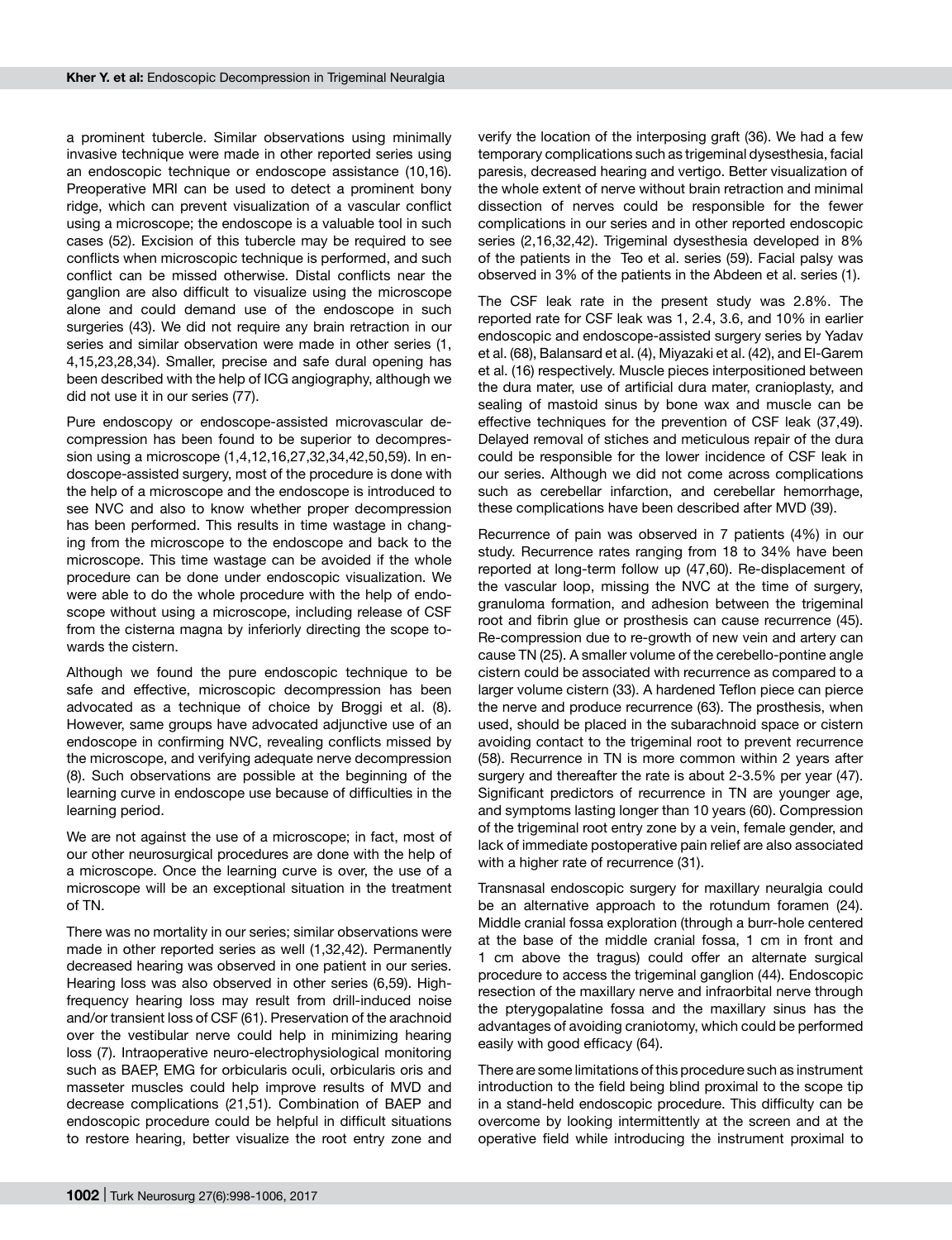a prominent tubercle. Similar observations using minimally invasive technique were made in other reported series using an endoscopic technique or endoscope assistance (10,16). Preoperative MRI can be used to detect a prominent bony ridge, which can prevent visualization of a vascular conflict using a microscope; the endoscope is a valuable tool in such cases (52). Excision of this tubercle may be required to see conflicts when microscopic technique is performed, and such conflict can be missed otherwise. Distal conflicts near the ganglion are also difficult to visualize using the microscope alone and could demand use of the endoscope in such surgeries (43). We did not require any brain retraction in our series and similar observation were made in other series (1, 4,15,23,28,34). Smaller, precise and safe dural opening has been described with the help of ICG angiography, although we did not use it in our series (77).

Pure endoscopy or endoscope-assisted microvascular decompression has been found to be superior to decompression using a microscope (1,4,12,16,27,32,34,42,50,59). In endoscope-assisted surgery, most of the procedure is done with the help of a microscope and the endoscope is introduced to see NVC and also to know whether proper decompression has been performed. This results in time wastage in changing from the microscope to the endoscope and back to the microscope. This time wastage can be avoided if the whole procedure can be done under endoscopic visualization. We were able to do the whole procedure with the help of endoscope without using a microscope, including release of CSF from the cisterna magna by inferiorly directing the scope towards the cistern.

Although we found the pure endoscopic technique to be safe and effective, microscopic decompression has been advocated as a technique of choice by Broggi et al. (8). However, same groups have advocated adjunctive use of an endoscope in confirming NVC, revealing conflicts missed by the microscope, and verifying adequate nerve decompression (8). Such observations are possible at the beginning of the learning curve in endoscope use because of difficulties in the learning period.

We are not against the use of a microscope; in fact, most of our other neurosurgical procedures are done with the help of a microscope. Once the learning curve is over, the use of a microscope will be an exceptional situation in the treatment of TN.

There was no mortality in our series; similar observations were made in other reported series as well (1,32,42). Permanently decreased hearing was observed in one patient in our series. Hearing loss was also observed in other series (6,59). High-frequency hearing loss may result from drill-induced noise and/or transient loss of CSF (61). Preservation of the arachnoid over the vestibular nerve could help in minimizing hearing loss (7). Intraoperative neuro-electrophysiological monitoring such as BAEP, EMG for orbicularis oculi, orbicularis oris and masseter muscles could help improve results of MVD and decrease complications (21,51). Combination of BAEP and endoscopic procedure could be helpful in difficult situations to restore hearing, better visualize the root entry zone and verify the location of the interposing graft (36). We had a few temporary complications such as trigeminal dysesthesia, facial paresis, decreased hearing and vertigo. Better visualization of the whole extent of nerve without brain retraction and minimal dissection of nerves could be responsible for the fewer complications in our series and in other reported endoscopic series (2,16,32,42). Trigeminal dysesthesia developed in 8% of the patients in the Teo et al. series (59). Facial palsy was observed in 3% of the patients in the Abdeen et al. series (1).

The CSF leak rate in the present study was 2.8%. The reported rate for CSF leak was 1, 2.4, 3.6, and 10% in earlier endoscopic and endoscope-assisted surgery series by Yadav et al. (68), Balansard et al. (4), Miyazaki et al. (42), and El-Garem et al. (16) respectively. Muscle pieces interpositioned between the dura mater, use of artificial dura mater, cranioplasty, and sealing of mastoid sinus by bone wax and muscle can be effective techniques for the prevention of CSF leak (37,49). Delayed removal of stiches and meticulous repair of the dura could be responsible for the lower incidence of CSF leak in our series. Although we did not come across complications such as cerebellar infarction, and cerebellar hemorrhage, these complications have been described after MVD (39).

Recurrence of pain was observed in 7 patients (4%) in our study. Recurrence rates ranging from 18 to 34% have been reported at long-term follow up (47,60). Re-displacement of the vascular loop, missing the NVC at the time of surgery, granuloma formation, and adhesion between the trigeminal root and fibrin glue or prosthesis can cause recurrence (45). Re-compression due to re-growth of new vein and artery can cause TN (25). A smaller volume of the cerebello-pontine angle cistern could be associated with recurrence as compared to a larger volume cistern (33). A hardened Teflon piece can pierce the nerve and produce recurrence (63). The prosthesis, when used, should be placed in the subarachnoid space or cistern avoiding contact to the trigeminal root to prevent recurrence (58). Recurrence in TN is more common within 2 years after surgery and thereafter the rate is about 2-3.5% per year (47). Significant predictors of recurrence in TN are younger age, and symptoms lasting longer than 10 years (60). Compression of the trigeminal root entry zone by a vein, female gender, and lack of immediate postoperative pain relief are also associated with a higher rate of recurrence (31).

Transnasal endoscopic surgery for maxillary neuralgia could be an alternative approach to the rotundum foramen (24). Middle cranial fossa exploration (through a burr-hole centered at the base of the middle cranial fossa, 1 cm in front and 1 cm above the tragus) could offer an alternate surgical procedure to access the trigeminal ganglion (44). Endoscopic resection of the maxillary nerve and infraorbital nerve through the pterygopalatine fossa and the maxillary sinus has the advantages of avoiding craniotomy, which could be performed easily with good efficacy (64).

There are some limitations of this procedure such as instrument introduction to the field being blind proximal to the scope tip in a stand-held endoscopic procedure. This difficulty can be overcome by looking intermittently at the screen and at the operative field while introducing the instrument proximal to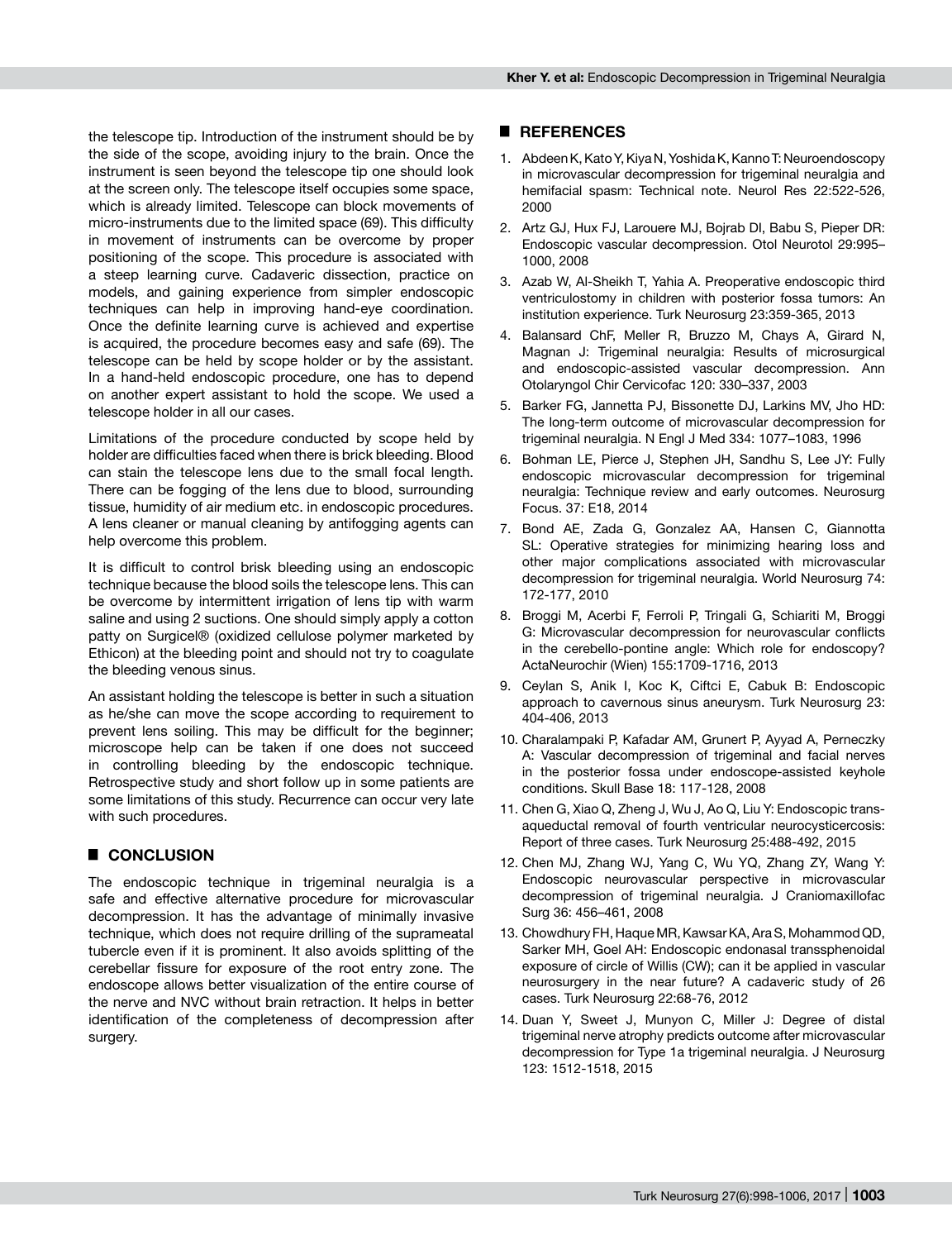the telescope tip. Introduction of the instrument should be by the side of the scope, avoiding injury to the brain. Once the instrument is seen beyond the telescope tip one should look at the screen only. The telescope itself occupies some space, which is already limited. Telescope can block movements of micro-instruments due to the limited space (69). This difficulty in movement of instruments can be overcome by proper positioning of the scope. This procedure is associated with a steep learning curve. Cadaveric dissection, practice on models, and gaining experience from simpler endoscopic techniques can help in improving hand-eye coordination. Once the definite learning curve is achieved and expertise is acquired, the procedure becomes easy and safe (69). The telescope can be held by scope holder or by the assistant. In a hand-held endoscopic procedure, one has to depend on another expert assistant to hold the scope. We used a telescope holder in all our cases.

Limitations of the procedure conducted by scope held by holder are difficulties faced when there is brick bleeding. Blood can stain the telescope lens due to the small focal length. There can be fogging of the lens due to blood, surrounding tissue, humidity of air medium etc. in endoscopic procedures. A lens cleaner or manual cleaning by antifogging agents can help overcome this problem.

It is difficult to control brisk bleeding using an endoscopic technique because the blood soils the telescope lens. This can be overcome by intermittent irrigation of lens tip with warm saline and using 2 suctions. One should simply apply a cotton patty on Surgicel® (oxidized cellulose polymer marketed by Ethicon) at the bleeding point and should not try to coagulate the bleeding venous sinus.

An assistant holding the telescope is better in such a situation as he/she can move the scope according to requirement to prevent lens soiling. This may be difficult for the beginner; microscope help can be taken if one does not succeed in controlling bleeding by the endoscopic technique. Retrospective study and short follow up in some patients are some limitations of this study. Recurrence can occur very late with such procedures.

## CONCLUSION

The endoscopic technique in trigeminal neuralgia is a safe and effective alternative procedure for microvascular decompression. It has the advantage of minimally invasive technique, which does not require drilling of the suprameatal tubercle even if it is prominent. It also avoids splitting of the cerebellar fissure for exposure of the root entry zone. The endoscope allows better visualization of the entire course of the nerve and NVC without brain retraction. It helps in better identification of the completeness of decompression after surgery.

## REFERENCES

1. Abdeen K, Kato Y, Kiya N, Yoshida K, Kanno T: Neuroendoscopy in microvascular decompression for trigeminal neuralgia and hemifacial spasm: Technical note. Neurol Res 22:522-526, 2000
2. Artz GJ, Hux FJ, Larouere MJ, Bojrab DI, Babu S, Pieper DR: Endoscopic vascular decompression. Otol Neurotol 29:995–1000, 2008
3. Azab W, Al-Sheikh T, Yahia A. Preoperative endoscopic third ventriculostomy in children with posterior fossa tumors: An institution experience. Turk Neurosurg 23:359-365, 2013
4. Balansard ChF, Meller R, Bruzzo M, Chays A, Girard N, Magnan J: Trigeminal neuralgia: Results of microsurgical and endoscopic-assisted vascular decompression. Ann Otolaryngol Chir Cervicofac 120: 330–337, 2003
5. Barker FG, Jannetta PJ, Bissonette DJ, Larkins MV, Jho HD: The long-term outcome of microvascular decompression for trigeminal neuralgia. N Engl J Med 334: 1077–1083, 1996
6. Bohman LE, Pierce J, Stephen JH, Sandhu S, Lee JY: Fully endoscopic microvascular decompression for trigeminal neuralgia: Technique review and early outcomes. Neurosurg Focus. 37: E18, 2014
7. Bond AE, Zada G, Gonzalez AA, Hansen C, Giannotta SL: Operative strategies for minimizing hearing loss and other major complications associated with microvascular decompression for trigeminal neuralgia. World Neurosurg 74: 172-177, 2010
8. Broggi M, Acerbi F, Ferroli P, Tringali G, Schiariti M, Broggi G: Microvascular decompression for neurovascular conflicts in the cerebello-pontine angle: Which role for endoscopy? ActaNeurochir (Wien) 155:1709-1716, 2013
9. Ceylan S, Anik I, Koc K, Ciftci E, Cabuk B: Endoscopic approach to cavernous sinus aneurysm. Turk Neurosurg 23: 404-406, 2013
10. Charalampaki P, Kafadar AM, Grunert P, Ayyad A, Perneczky A: Vascular decompression of trigeminal and facial nerves in the posterior fossa under endoscope-assisted keyhole conditions. Skull Base 18: 117-128, 2008
11. Chen G, Xiao Q, Zheng J, Wu J, Ao Q, Liu Y: Endoscopic trans-aqueductal removal of fourth ventricular neurocysticercosis: Report of three cases. Turk Neurosurg 25:488-492, 2015
12. Chen MJ, Zhang WJ, Yang C, Wu YQ, Zhang ZY, Wang Y: Endoscopic neurovascular perspective in microvascular decompression of trigeminal neuralgia. J Craniomaxillofac Surg 36: 456–461, 2008
13. Chowdhury FH, Haque MR, Kawsar KA, Ara S, Mohammod QD, Sarker MH, Goel AH: Endoscopic endonasal transsphenoidal exposure of circle of Willis (CW); can it be applied in vascular neurosurgery in the near future? A cadaveric study of 26 cases. Turk Neurosurg 22:68-76, 2012
14. Duan Y, Sweet J, Munyon C, Miller J: Degree of distal trigeminal nerve atrophy predicts outcome after microvascular decompression for Type 1a trigeminal neuralgia. J Neurosurg 123: 1512-1518, 2015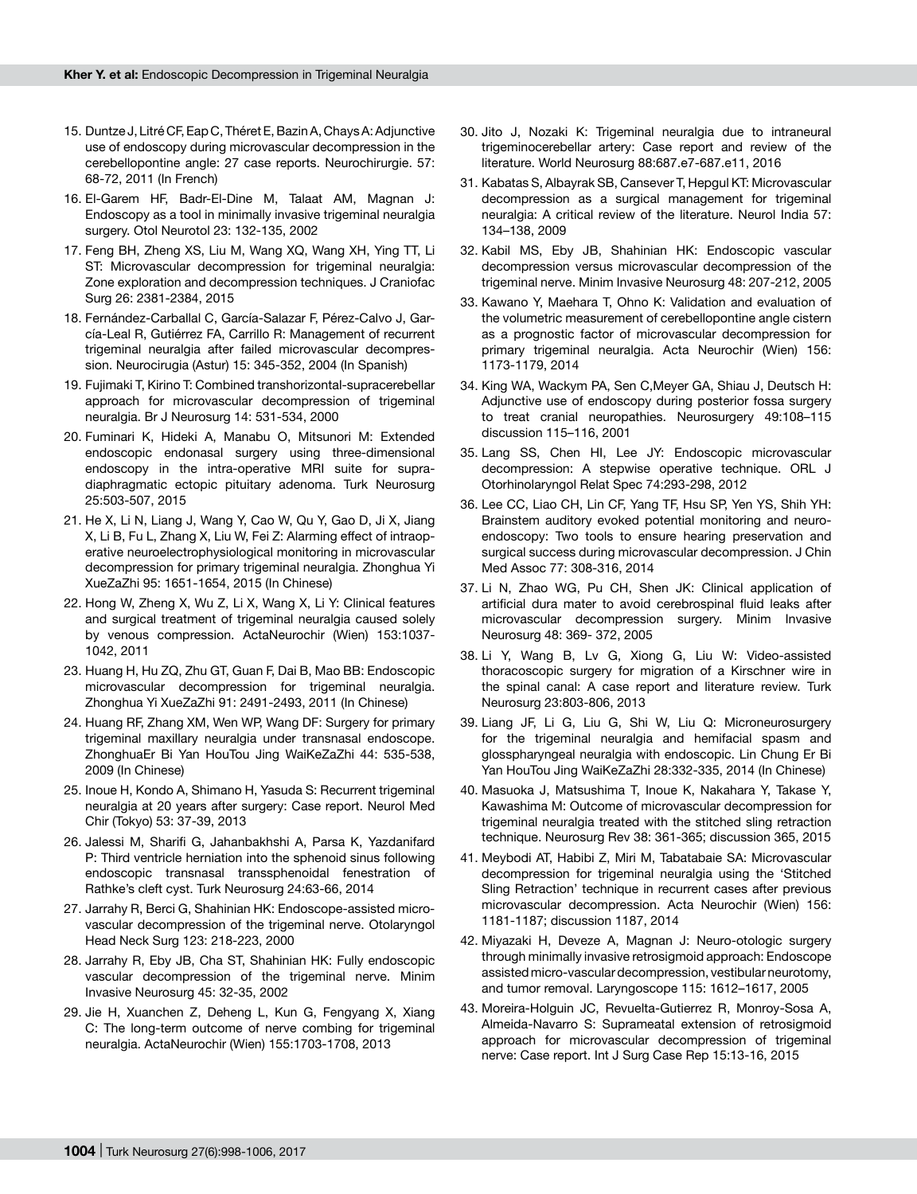15. Duntze J, Litré CF, Eap C, Théret E, Bazin A, Chays A: Adjunctive use of endoscopy during microvascular decompression in the cerebellopontine angle: 27 case reports. Neurochirurgie. 57: 68-72, 2011 (In French)

16. El-Garem HF, Badr-El-Dine M, Talaat AM, Magnan J: Endoscopy as a tool in minimally invasive trigeminal neuralgia surgery. Otol Neurotol 23: 132-135, 2002

17. Feng BH, Zheng XS, Liu M, Wang XQ, Wang XH, Ying TT, Li ST: Microvascular decompression for trigeminal neuralgia: Zone exploration and decompression techniques. J Craniofac Surg 26: 2381-2384, 2015

18. Fernández-Carballal C, García-Salazar F, Pérez-Calvo J, García-Leal R, Gutiérrez FA, Carrillo R: Management of recurrent trigeminal neuralgia after failed microvascular decompression. Neurocirugia (Astur) 15: 345-352, 2004 (In Spanish)

19. Fujimaki T, Kirino T: Combined transhorizontal-supracerebellar approach for microvascular decompression of trigeminal neuralgia. Br J Neurosurg 14: 531-534, 2000

20. Fuminari K, Hideki A, Manabu O, Mitsunori M: Extended endoscopic endonasal surgery using three-dimensional endoscopy in the intra-operative MRI suite for supra-diaphragmatic ectopic pituitary adenoma. Turk Neurosurg 25:503-507, 2015

21. He X, Li N, Liang J, Wang Y, Cao W, Qu Y, Gao D, Ji X, Jiang X, Li B, Fu L, Zhang X, Liu W, Fei Z: Alarming effect of intraoperative neuroelectrophysiological monitoring in microvascular decompression for primary trigeminal neuralgia. Zhonghua Yi XueZaZhi 95: 1651-1654, 2015 (In Chinese)

22. Hong W, Zheng X, Wu Z, Li X, Wang X, Li Y: Clinical features and surgical treatment of trigeminal neuralgia caused solely by venous compression. ActaNeurochir (Wien) 153:1037-1042, 2011

23. Huang H, Hu ZQ, Zhu GT, Guan F, Dai B, Mao BB: Endoscopic microvascular decompression for trigeminal neuralgia. Zhonghua Yi XueZaZhi 91: 2491-2493, 2011 (In Chinese)

24. Huang RF, Zhang XM, Wen WP, Wang DF: Surgery for primary trigeminal maxillary neuralgia under transnasal endoscope. ZhonghuaEr Bi Yan HouTou Jing WaiKeZaZhi 44: 535-538, 2009 (In Chinese)

25. Inoue H, Kondo A, Shimano H, Yasuda S: Recurrent trigeminal neuralgia at 20 years after surgery: Case report. Neurol Med Chir (Tokyo) 53: 37-39, 2013

26. Jalessi M, Sharifi G, Jahanbakhshi A, Parsa K, Yazdanifard P: Third ventricle herniation into the sphenoid sinus following endoscopic transnasal transsphenoidal fenestration of Rathke's cleft cyst. Turk Neurosurg 24:63-66, 2014

27. Jarrahy R, Berci G, Shahinian HK: Endoscope-assisted microvascular decompression of the trigeminal nerve. Otolaryngol Head Neck Surg 123: 218-223, 2000

28. Jarrahy R, Eby JB, Cha ST, Shahinian HK: Fully endoscopic vascular decompression of the trigeminal nerve. Minim Invasive Neurosurg 45: 32-35, 2002

29. Jie H, Xuanchen Z, Deheng L, Kun G, Fengyang X, Xiang C: The long-term outcome of nerve combing for trigeminal neuralgia. ActaNeurochir (Wien) 155:1703-1708, 2013

30. Jito J, Nozaki K: Trigeminal neuralgia due to intraneural trigeminocerebellar artery: Case report and review of the literature. World Neurosurg 88:687.e7-687.e11, 2016

31. Kabatas S, Albayrak SB, Cansever T, Hepgul KT: Microvascular decompression as a surgical management for trigeminal neuralgia: A critical review of the literature. Neurol India 57: 134–138, 2009

32. Kabil MS, Eby JB, Shahinian HK: Endoscopic vascular decompression versus microvascular decompression of the trigeminal nerve. Minim Invasive Neurosurg 48: 207-212, 2005

33. Kawano Y, Maehara T, Ohno K: Validation and evaluation of the volumetric measurement of cerebellopontine angle cistern as a prognostic factor of microvascular decompression for primary trigeminal neuralgia. Acta Neurochir (Wien) 156: 1173-1179, 2014

34. King WA, Wackym PA, Sen C,Meyer GA, Shiau J, Deutsch H: Adjunctive use of endoscopy during posterior fossa surgery to treat cranial neuropathies. Neurosurgery 49:108–115 discussion 115–116, 2001

35. Lang SS, Chen HI, Lee JY: Endoscopic microvascular decompression: A stepwise operative technique. ORL J Otorhinolaryngol Relat Spec 74:293-298, 2012

36. Lee CC, Liao CH, Lin CF, Yang TF, Hsu SP, Yen YS, Shih YH: Brainstem auditory evoked potential monitoring and neuro-endoscopy: Two tools to ensure hearing preservation and surgical success during microvascular decompression. J Chin Med Assoc 77: 308-316, 2014

37. Li N, Zhao WG, Pu CH, Shen JK: Clinical application of artificial dura mater to avoid cerebrospinal fluid leaks after microvascular decompression surgery. Minim Invasive Neurosurg 48: 369- 372, 2005

38. Li Y, Wang B, Lv G, Xiong G, Liu W: Video-assisted thoracoscopic surgery for migration of a Kirschner wire in the spinal canal: A case report and literature review. Turk Neurosurg 23:803-806, 2013

39. Liang JF, Li G, Liu G, Shi W, Liu Q: Microneurosurgery for the trigeminal neuralgia and hemifacial spasm and glosspharyngeal neuralgia with endoscopic. Lin Chung Er Bi Yan HouTou Jing WaiKeZaZhi 28:332-335, 2014 (In Chinese)

40. Masuoka J, Matsushima T, Inoue K, Nakahara Y, Takase Y, Kawashima M: Outcome of microvascular decompression for trigeminal neuralgia treated with the stitched sling retraction technique. Neurosurg Rev 38: 361-365; discussion 365, 2015

41. Meybodi AT, Habibi Z, Miri M, Tabatabaie SA: Microvascular decompression for trigeminal neuralgia using the 'Stitched Sling Retraction' technique in recurrent cases after previous microvascular decompression. Acta Neurochir (Wien) 156: 1181-1187; discussion 1187, 2014

42. Miyazaki H, Deveze A, Magnan J: Neuro-otologic surgery through minimally invasive retrosigmoid approach: Endoscope assisted micro-vascular decompression, vestibular neurotomy, and tumor removal. Laryngoscope 115: 1612–1617, 2005

43. Moreira-Holguin JC, Revuelta-Gutierrez R, Monroy-Sosa A, Almeida-Navarro S: Suprameatal extension of retrosigmoid approach for microvascular decompression of trigeminal nerve: Case report. Int J Surg Case Rep 15:13-16, 2015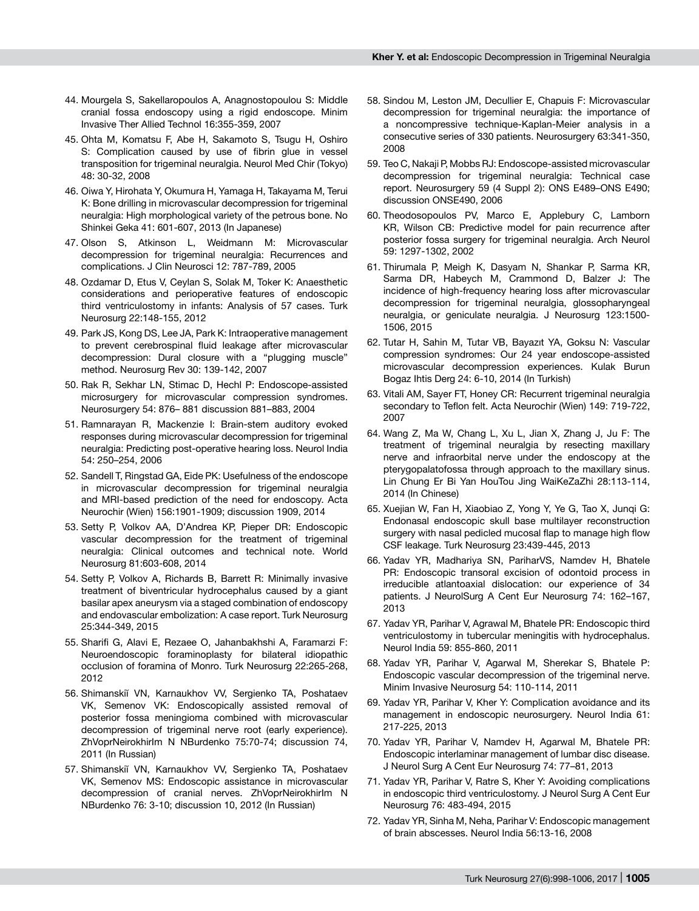44. Mourgela S, Sakellaropoulos A, Anagnostopoulou S: Middle cranial fossa endoscopy using a rigid endoscope. Minim Invasive Ther Allied Technol 16:355-359, 2007

45. Ohta M, Komatsu F, Abe H, Sakamoto S, Tsugu H, Oshiro S: Complication caused by use of fibrin glue in vessel transposition for trigeminal neuralgia. Neurol Med Chir (Tokyo) 48: 30-32, 2008

46. Oiwa Y, Hirohata Y, Okumura H, Yamaga H, Takayama M, Terui K: Bone drilling in microvascular decompression for trigeminal neuralgia: High morphological variety of the petrous bone. No Shinkei Geka 41: 601-607, 2013 (In Japanese)

47. Olson S, Atkinson L, Weidmann M: Microvascular decompression for trigeminal neuralgia: Recurrences and complications. J Clin Neurosci 12: 787-789, 2005

48. Ozdamar D, Etus V, Ceylan S, Solak M, Toker K: Anaesthetic considerations and perioperative features of endoscopic third ventriculostomy in infants: Analysis of 57 cases. Turk Neurosurg 22:148-155, 2012

49. Park JS, Kong DS, Lee JA, Park K: Intraoperative management to prevent cerebrospinal fluid leakage after microvascular decompression: Dural closure with a "plugging muscle" method. Neurosurg Rev 30: 139-142, 2007

50. Rak R, Sekhar LN, Stimac D, Hechl P: Endoscope-assisted microsurgery for microvascular compression syndromes. Neurosurgery 54: 876– 881 discussion 881–883, 2004

51. Ramnarayan R, Mackenzie I: Brain-stem auditory evoked responses during microvascular decompression for trigeminal neuralgia: Predicting post-operative hearing loss. Neurol India 54: 250–254, 2006

52. Sandell T, Ringstad GA, Eide PK: Usefulness of the endoscope in microvascular decompression for trigeminal neuralgia and MRI-based prediction of the need for endoscopy. Acta Neurochir (Wien) 156:1901-1909; discussion 1909, 2014

53. Setty P, Volkov AA, D'Andrea KP, Pieper DR: Endoscopic vascular decompression for the treatment of trigeminal neuralgia: Clinical outcomes and technical note. World Neurosurg 81:603-608, 2014

54. Setty P, Volkov A, Richards B, Barrett R: Minimally invasive treatment of biventricular hydrocephalus caused by a giant basilar apex aneurysm via a staged combination of endoscopy and endovascular embolization: A case report. Turk Neurosurg 25:344-349, 2015

55. Sharifi G, Alavi E, Rezaee O, Jahanbakhshi A, Faramarzi F: Neuroendoscopic foraminoplasty for bilateral idiopathic occlusion of foramina of Monro. Turk Neurosurg 22:265-268, 2012

56. Shimanskiĭ VN, Karnaukhov VV, Sergienko TA, Poshataev VK, Semenov VK: Endoscopically assisted removal of posterior fossa meningioma combined with microvascular decompression of trigeminal nerve root (early experience). ZhVoprNeirokhirIm N NBurdenko 75:70-74; discussion 74, 2011 (In Russian)

57. Shimanskiĭ VN, Karnaukhov VV, Sergienko TA, Poshataev VK, Semenov MS: Endoscopic assistance in microvascular decompression of cranial nerves. ZhVoprNeirokhirIm N NBurdenko 76: 3-10; discussion 10, 2012 (In Russian)

58. Sindou M, Leston JM, Decullier E, Chapuis F: Microvascular decompression for trigeminal neuralgia: the importance of a noncompressive technique-Kaplan-Meier analysis in a consecutive series of 330 patients. Neurosurgery 63:341-350, 2008

59. Teo C, Nakaji P, Mobbs RJ: Endoscope-assisted microvascular decompression for trigeminal neuralgia: Technical case report. Neurosurgery 59 (4 Suppl 2): ONS E489–ONS E490; discussion ONSE490, 2006

60. Theodosopoulos PV, Marco E, Applebury C, Lamborn KR, Wilson CB: Predictive model for pain recurrence after posterior fossa surgery for trigeminal neuralgia. Arch Neurol 59: 1297-1302, 2002

61. Thirumala P, Meigh K, Dasyam N, Shankar P, Sarma KR, Sarma DR, Habeych M, Crammond D, Balzer J: The incidence of high-frequency hearing loss after microvascular decompression for trigeminal neuralgia, glossopharyngeal neuralgia, or geniculate neuralgia. J Neurosurg 123:1500-1506, 2015

62. Tutar H, Sahin M, Tutar VB, Bayazıt YA, Goksu N: Vascular compression syndromes: Our 24 year endoscope-assisted microvascular decompression experiences. Kulak Burun Bogaz Ihtis Derg 24: 6-10, 2014 (In Turkish)

63. Vitali AM, Sayer FT, Honey CR: Recurrent trigeminal neuralgia secondary to Teflon felt. Acta Neurochir (Wien) 149: 719-722, 2007

64. Wang Z, Ma W, Chang L, Xu L, Jian X, Zhang J, Ju F: The treatment of trigeminal neuralgia by resecting maxillary nerve and infraorbital nerve under the endoscopy at the pterygopalatofossa through approach to the maxillary sinus. Lin Chung Er Bi Yan HouTou Jing WaiKeZaZhi 28:113-114, 2014 (In Chinese)

65. Xuejian W, Fan H, Xiaobiao Z, Yong Y, Ye G, Tao X, Junqi G: Endonasal endoscopic skull base multilayer reconstruction surgery with nasal pedicled mucosal flap to manage high flow CSF leakage. Turk Neurosurg 23:439-445, 2013

66. Yadav YR, Madhariya SN, PariharVS, Namdev H, Bhatele PR: Endoscopic transoral excision of odontoid process in irreducible atlantoaxial dislocation: our experience of 34 patients. J NeurolSurg A Cent Eur Neurosurg 74: 162–167, 2013

67. Yadav YR, Parihar V, Agrawal M, Bhatele PR: Endoscopic third ventriculostomy in tubercular meningitis with hydrocephalus. Neurol India 59: 855-860, 2011

68. Yadav YR, Parihar V, Agarwal M, Sherekar S, Bhatele P: Endoscopic vascular decompression of the trigeminal nerve. Minim Invasive Neurosurg 54: 110-114, 2011

69. Yadav YR, Parihar V, Kher Y: Complication avoidance and its management in endoscopic neurosurgery. Neurol India 61: 217-225, 2013

70. Yadav YR, Parihar V, Namdev H, Agarwal M, Bhatele PR: Endoscopic interlaminar management of lumbar disc disease. J Neurol Surg A Cent Eur Neurosurg 74: 77–81, 2013

71. Yadav YR, Parihar V, Ratre S, Kher Y: Avoiding complications in endoscopic third ventriculostomy. J Neurol Surg A Cent Eur Neurosurg 76: 483-494, 2015

72. Yadav YR, Sinha M, Neha, Parihar V: Endoscopic management of brain abscesses. Neurol India 56:13-16, 2008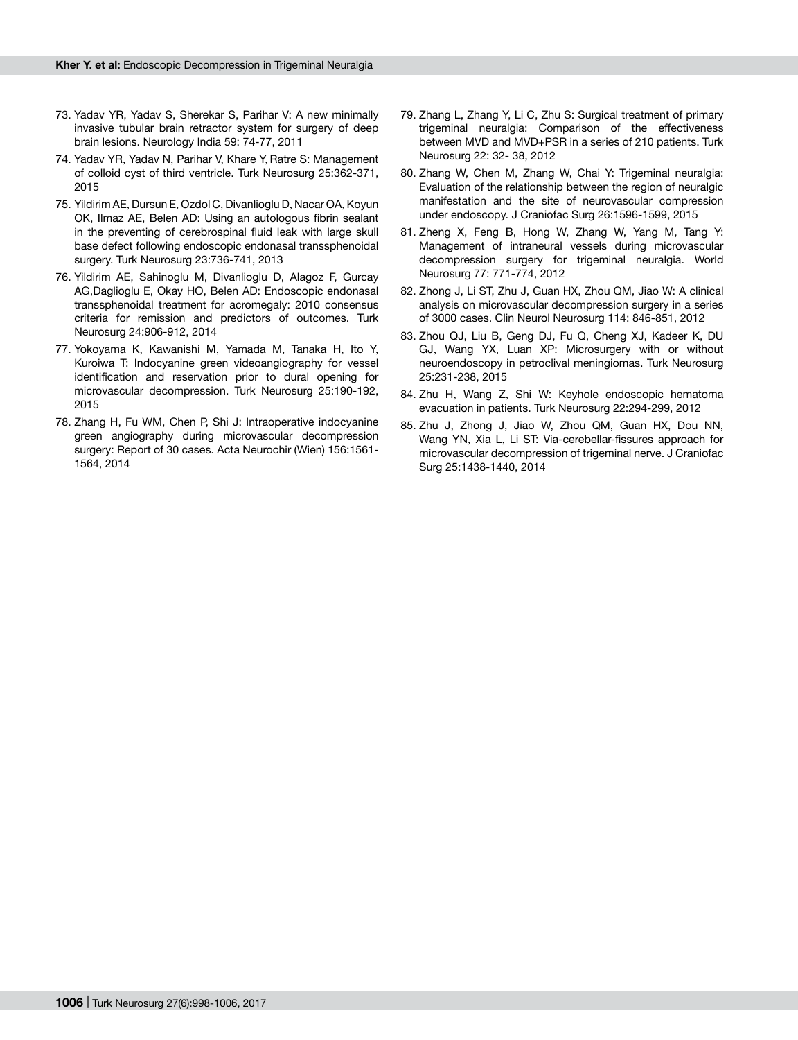73. Yadav YR, Yadav S, Sherekar S, Parihar V: A new minimally invasive tubular brain retractor system for surgery of deep brain lesions. Neurology India 59: 74-77, 2011
74. Yadav YR, Yadav N, Parihar V, Khare Y, Ratre S: Management of colloid cyst of third ventricle. Turk Neurosurg 25:362-371, 2015
75. Yildirim AE, Dursun E, Ozdol C, Divanlioglu D, Nacar OA, Koyun OK, Ilmaz AE, Belen AD: Using an autologous fibrin sealant in the preventing of cerebrospinal fluid leak with large skull base defect following endoscopic endonasal transsphenoidal surgery. Turk Neurosurg 23:736-741, 2013
76. Yildirim AE, Sahinoglu M, Divanlioglu D, Alagoz F, Gurcay AG,Daglioglu E, Okay HO, Belen AD: Endoscopic endonasal transsphenoidal treatment for acromegaly: 2010 consensus criteria for remission and predictors of outcomes. Turk Neurosurg 24:906-912, 2014
77. Yokoyama K, Kawanishi M, Yamada M, Tanaka H, Ito Y, Kuroiwa T: Indocyanine green videoangiography for vessel identification and reservation prior to dural opening for microvascular decompression. Turk Neurosurg 25:190-192, 2015
78. Zhang H, Fu WM, Chen P, Shi J: Intraoperative indocyanine green angiography during microvascular decompression surgery: Report of 30 cases. Acta Neurochir (Wien) 156:1561-1564, 2014
79. Zhang L, Zhang Y, Li C, Zhu S: Surgical treatment of primary trigeminal neuralgia: Comparison of the effectiveness between MVD and MVD+PSR in a series of 210 patients. Turk Neurosurg 22: 32- 38, 2012
80. Zhang W, Chen M, Zhang W, Chai Y: Trigeminal neuralgia: Evaluation of the relationship between the region of neuralgic manifestation and the site of neurovascular compression under endoscopy. J Craniofac Surg 26:1596-1599, 2015
81. Zheng X, Feng B, Hong W, Zhang W, Yang M, Tang Y: Management of intraneural vessels during microvascular decompression surgery for trigeminal neuralgia. World Neurosurg 77: 771-774, 2012
82. Zhong J, Li ST, Zhu J, Guan HX, Zhou QM, Jiao W: A clinical analysis on microvascular decompression surgery in a series of 3000 cases. Clin Neurol Neurosurg 114: 846-851, 2012
83. Zhou QJ, Liu B, Geng DJ, Fu Q, Cheng XJ, Kadeer K, DU GJ, Wang YX, Luan XP: Microsurgery with or without neuroendoscopy in petroclival meningiomas. Turk Neurosurg 25:231-238, 2015
84. Zhu H, Wang Z, Shi W: Keyhole endoscopic hematoma evacuation in patients. Turk Neurosurg 22:294-299, 2012
85. Zhu J, Zhong J, Jiao W, Zhou QM, Guan HX, Dou NN, Wang YN, Xia L, Li ST: Via-cerebellar-fissures approach for microvascular decompression of trigeminal nerve. J Craniofac Surg 25:1438-1440, 2014